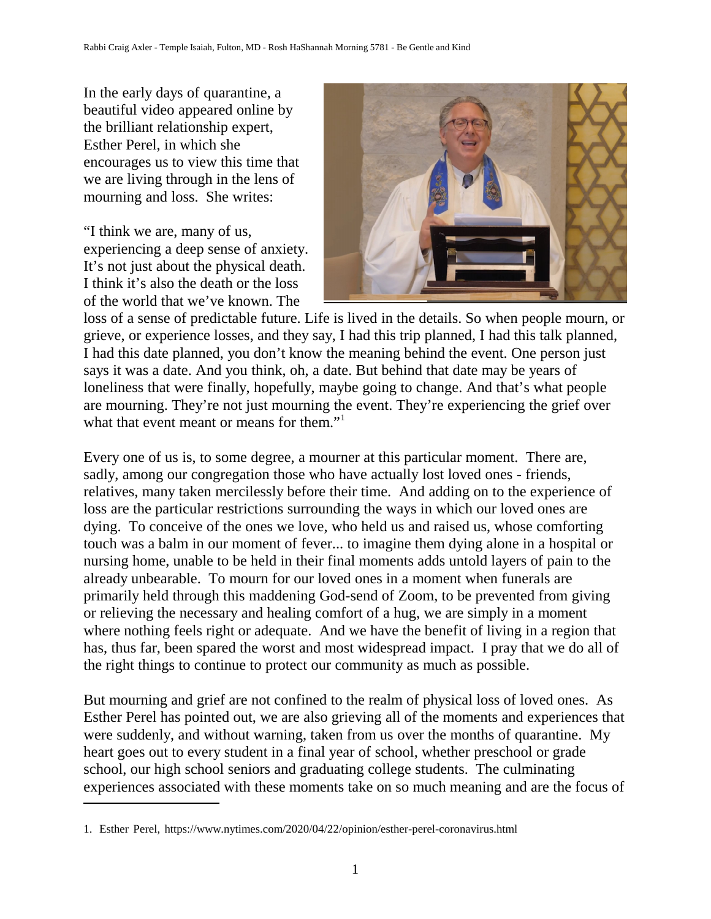In the early days of quarantine, a beautiful video appeared online by the brilliant relationship expert, Esther Perel, in which she encourages us to view this time that we are living through in the lens of mourning and loss. She writes:

"I think we are, many of us, experiencing a deep sense of anxiety. It's not just about the physical death. I think it's also the death or the loss of the world that we've known. The loss of a sense of predictable future. Life is lived in the details. So when people mourn, or grieve, or experience losses, and they say, I had this trip planned, I had this talk planned, I had this date planned, you don't know the meaning behind the event. One person just says it was a date. And you think, oh, a date. But behind that date may be years of loneliness that were finally, hopefully, maybe going to change. And that's what people are mourning. They're not just mourning the event. They're experiencing the grief over what that event meant or means for them."[1]

Every one of us is, to some degree, a mourner at this particular moment. There are, sadly, among our congregation those who have actually lost loved ones - friends, relatives, many taken mercilessly before their time. And adding on to the experience of loss are the particular restrictions surrounding the ways in which our loved ones are dying. To conceive of the ones we love, who held us and raised us, whose comforting touch was a balm in our moment of fever... to imagine them dying alone in a hospital or nursing home, unable to be held in their final moments adds untold layers of pain to the already unbearable. To mourn for our loved ones in a moment when funerals are primarily held through this maddening God-send of Zoom, to be prevented from giving or relieving the necessary and healing comfort of a hug, we are simply in a moment where nothing feels right or adequate. And we have the benefit of living in a region that has, thus far, been spared the worst and most widespread impact. I pray that we do all of the right things to continue to protect our community as much as possible.

But mourning and grief are not confined to the realm of physical loss of loved ones. As Esther Perel has pointed out, we are also grieving all of the moments and experiences that were suddenly, and without warning, taken from us over the months of quarantine. My heart goes out to every student in a final year of school, whether preschool or grade school, our high school seniors and graduating college students. The culminating experiences associated with these moments take on so much meaning and are the focus of

1. Esther Perel, https://www.nytimes.com/2020/04/22/opinion/esther-perel-coronavirus.html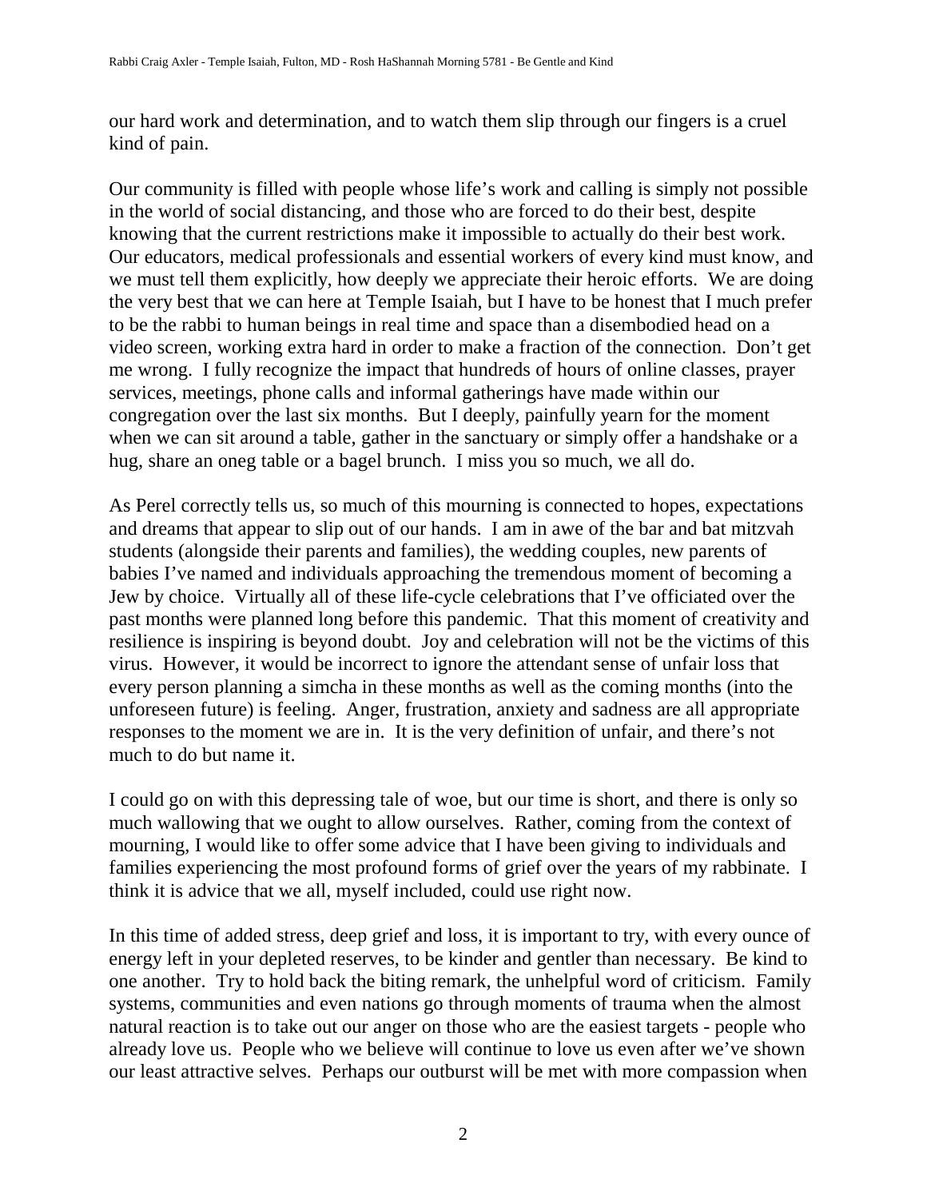our hard work and determination, and to watch them slip through our fingers is a cruel kind of pain.

Our community is filled with people whose life's work and calling is simply not possible in the world of social distancing, and those who are forced to do their best, despite knowing that the current restrictions make it impossible to actually do their best work. Our educators, medical professionals and essential workers of every kind must know, and we must tell them explicitly, how deeply we appreciate their heroic efforts. We are doing the very best that we can here at Temple Isaiah, but I have to be honest that I much prefer to be the rabbi to human beings in real time and space than a disembodied head on a video screen, working extra hard in order to make a fraction of the connection. Don't get me wrong. I fully recognize the impact that hundreds of hours of online classes, prayer services, meetings, phone calls and informal gatherings have made within our congregation over the last six months. But I deeply, painfully yearn for the moment when we can sit around a table, gather in the sanctuary or simply offer a handshake or a hug, share an oneg table or a bagel brunch. I miss you so much, we all do.

As Perel correctly tells us, so much of this mourning is connected to hopes, expectations and dreams that appear to slip out of our hands. I am in awe of the bar and bat mitzvah students (alongside their parents and families), the wedding couples, new parents of babies I've named and individuals approaching the tremendous moment of becoming a Jew by choice. Virtually all of these life-cycle celebrations that I've officiated over the past months were planned long before this pandemic. That this moment of creativity and resilience is inspiring is beyond doubt. Joy and celebration will not be the victims of this virus. However, it would be incorrect to ignore the attendant sense of unfair loss that every person planning a simcha in these months as well as the coming months (into the unforeseen future) is feeling. Anger, frustration, anxiety and sadness are all appropriate responses to the moment we are in. It is the very definition of unfair, and there's not much to do but name it.

I could go on with this depressing tale of woe, but our time is short, and there is only so much wallowing that we ought to allow ourselves. Rather, coming from the context of mourning, I would like to offer some advice that I have been giving to individuals and families experiencing the most profound forms of grief over the years of my rabbinate. I think it is advice that we all, myself included, could use right now.

In this time of added stress, deep grief and loss, it is important to try, with every ounce of energy left in your depleted reserves, to be kinder and gentler than necessary. Be kind to one another. Try to hold back the biting remark, the unhelpful word of criticism. Family systems, communities and even nations go through moments of trauma when the almost natural reaction is to take out our anger on those who are the easiest targets - people who already love us. People who we believe will continue to love us even after we've shown our least attractive selves. Perhaps our outburst will be met with more compassion when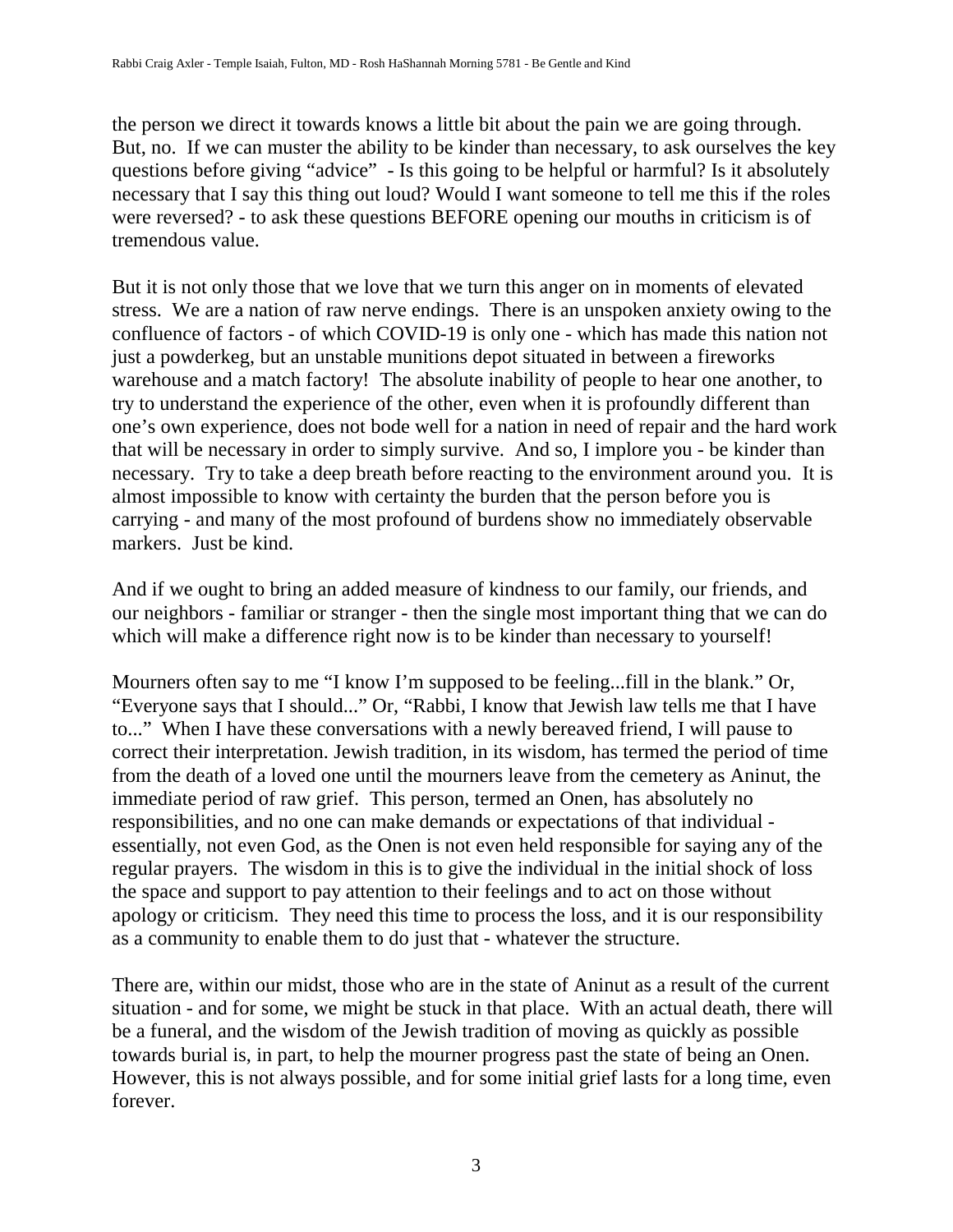the person we direct it towards knows a little bit about the pain we are going through. But, no. If we can muster the ability to be kinder than necessary, to ask ourselves the key questions before giving "advice" - Is this going to be helpful or harmful? Is it absolutely necessary that I say this thing out loud? Would I want someone to tell me this if the roles were reversed? - to ask these questions BEFORE opening our mouths in criticism is of tremendous value.

But it is not only those that we love that we turn this anger on in moments of elevated stress. We are a nation of raw nerve endings. There is an unspoken anxiety owing to the confluence of factors - of which COVID-19 is only one - which has made this nation not just a powderkeg, but an unstable munitions depot situated in between a fireworks warehouse and a match factory! The absolute inability of people to hear one another, to try to understand the experience of the other, even when it is profoundly different than one's own experience, does not bode well for a nation in need of repair and the hard work that will be necessary in order to simply survive. And so, I implore you - be kinder than necessary. Try to take a deep breath before reacting to the environment around you. It is almost impossible to know with certainty the burden that the person before you is carrying - and many of the most profound of burdens show no immediately observable markers. Just be kind.

And if we ought to bring an added measure of kindness to our family, our friends, and our neighbors - familiar or stranger - then the single most important thing that we can do which will make a difference right now is to be kinder than necessary to yourself!

Mourners often say to me "I know I'm supposed to be feeling...fill in the blank." Or, "Everyone says that I should..." Or, "Rabbi, I know that Jewish law tells me that I have to..." When I have these conversations with a newly bereaved friend, I will pause to correct their interpretation. Jewish tradition, in its wisdom, has termed the period of time from the death of a loved one until the mourners leave from the cemetery as Aninut, the immediate period of raw grief. This person, termed an Onen, has absolutely no responsibilities, and no one can make demands or expectations of that individual - essentially, not even God, as the Onen is not even held responsible for saying any of the regular prayers. The wisdom in this is to give the individual in the initial shock of loss the space and support to pay attention to their feelings and to act on those without apology or criticism. They need this time to process the loss, and it is our responsibility as a community to enable them to do just that - whatever the structure.

There are, within our midst, those who are in the state of Aninut as a result of the current situation - and for some, we might be stuck in that place. With an actual death, there will be a funeral, and the wisdom of the Jewish tradition of moving as quickly as possible towards burial is, in part, to help the mourner progress past the state of being an Onen. However, this is not always possible, and for some initial grief lasts for a long time, even forever.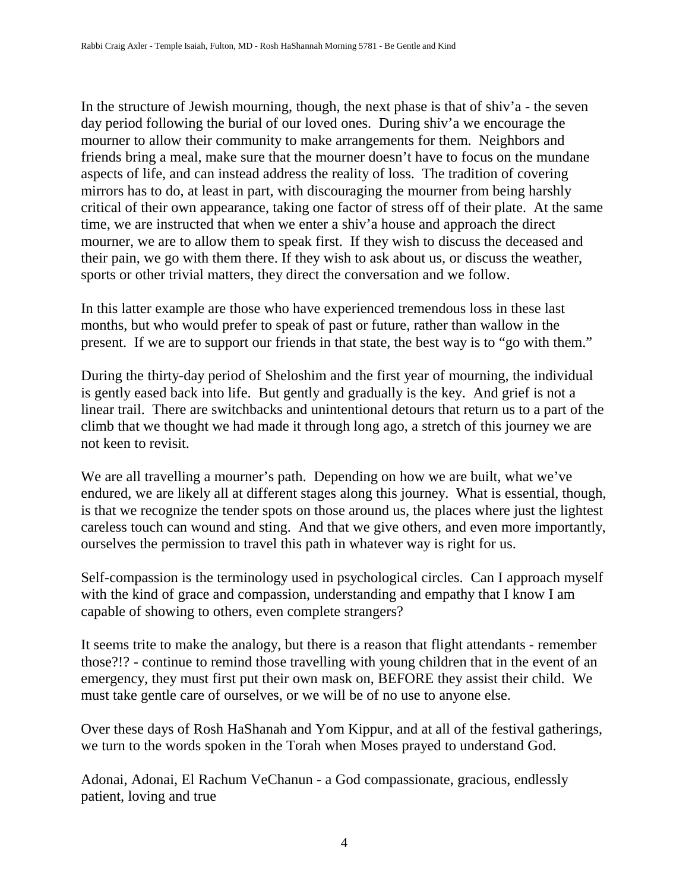In the structure of Jewish mourning, though, the next phase is that of shiv'a - the seven day period following the burial of our loved ones. During shiv'a we encourage the mourner to allow their community to make arrangements for them. Neighbors and friends bring a meal, make sure that the mourner doesn't have to focus on the mundane aspects of life, and can instead address the reality of loss. The tradition of covering mirrors has to do, at least in part, with discouraging the mourner from being harshly critical of their own appearance, taking one factor of stress off of their plate. At the same time, we are instructed that when we enter a shiv'a house and approach the direct mourner, we are to allow them to speak first. If they wish to discuss the deceased and their pain, we go with them there. If they wish to ask about us, or discuss the weather, sports or other trivial matters, they direct the conversation and we follow.

In this latter example are those who have experienced tremendous loss in these last months, but who would prefer to speak of past or future, rather than wallow in the present. If we are to support our friends in that state, the best way is to "go with them."

During the thirty-day period of Sheloshim and the first year of mourning, the individual is gently eased back into life. But gently and gradually is the key. And grief is not a linear trail. There are switchbacks and unintentional detours that return us to a part of the climb that we thought we had made it through long ago, a stretch of this journey we are not keen to revisit.

We are all travelling a mourner's path. Depending on how we are built, what we've endured, we are likely all at different stages along this journey. What is essential, though, is that we recognize the tender spots on those around us, the places where just the lightest careless touch can wound and sting. And that we give others, and even more importantly, ourselves the permission to travel this path in whatever way is right for us.

Self-compassion is the terminology used in psychological circles. Can I approach myself with the kind of grace and compassion, understanding and empathy that I know I am capable of showing to others, even complete strangers?

It seems trite to make the analogy, but there is a reason that flight attendants - remember those?!? - continue to remind those travelling with young children that in the event of an emergency, they must first put their own mask on, BEFORE they assist their child. We must take gentle care of ourselves, or we will be of no use to anyone else.

Over these days of Rosh HaShanah and Yom Kippur, and at all of the festival gatherings, we turn to the words spoken in the Torah when Moses prayed to understand God.

Adonai, Adonai, El Rachum VeChanun - a God compassionate, gracious, endlessly patient, loving and true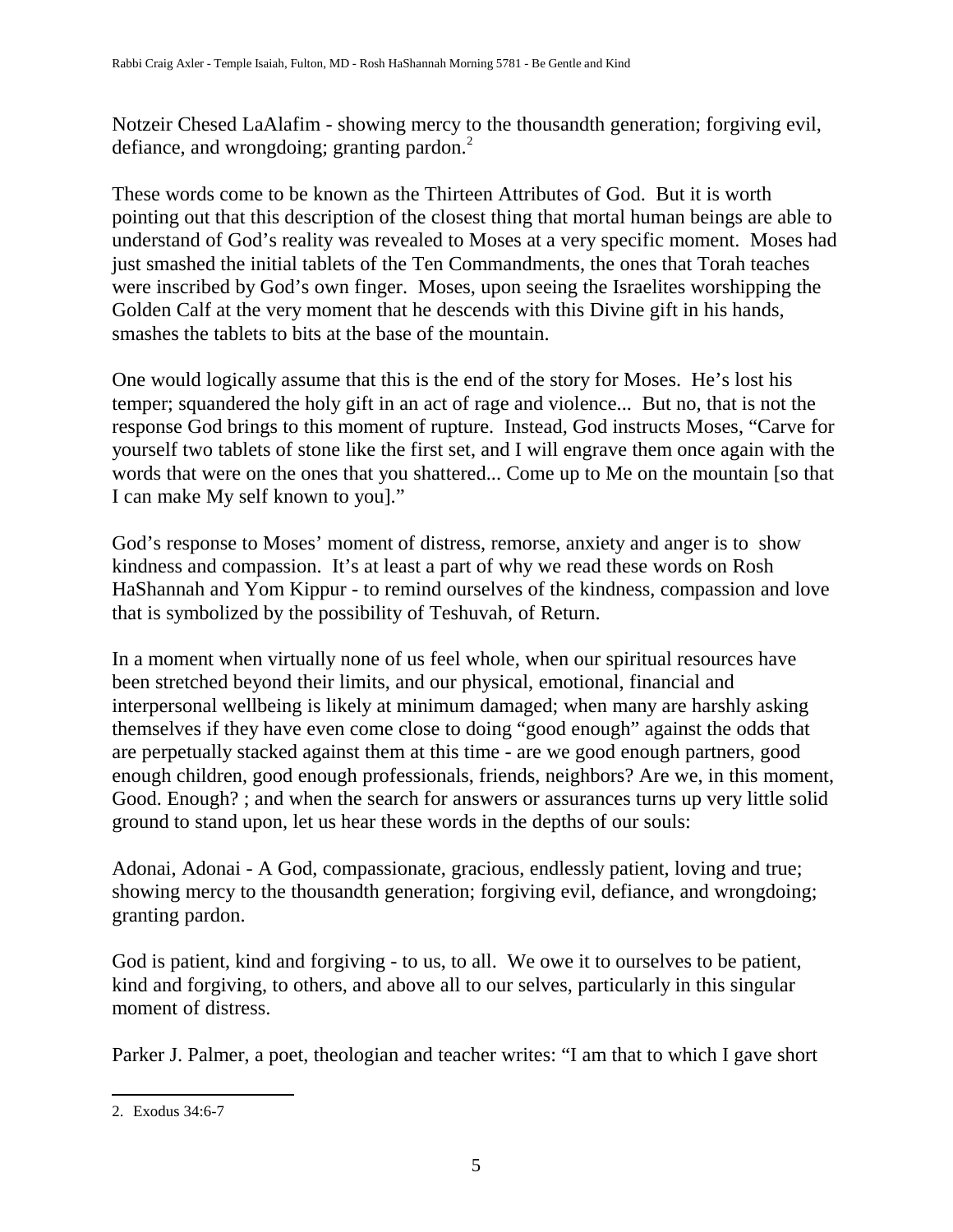Notzeir Chesed LaAlafim - showing mercy to the thousandth generation; forgiving evil, defiance, and wrongdoing; granting pardon.[2]

These words come to be known as the Thirteen Attributes of God. But it is worth pointing out that this description of the closest thing that mortal human beings are able to understand of God's reality was revealed to Moses at a very specific moment. Moses had just smashed the initial tablets of the Ten Commandments, the ones that Torah teaches were inscribed by God's own finger. Moses, upon seeing the Israelites worshipping the Golden Calf at the very moment that he descends with this Divine gift in his hands, smashes the tablets to bits at the base of the mountain.

One would logically assume that this is the end of the story for Moses. He's lost his temper; squandered the holy gift in an act of rage and violence... But no, that is not the response God brings to this moment of rupture. Instead, God instructs Moses, "Carve for yourself two tablets of stone like the first set, and I will engrave them once again with the words that were on the ones that you shattered... Come up to Me on the mountain [so that I can make My self known to you]."

God's response to Moses' moment of distress, remorse, anxiety and anger is to show kindness and compassion. It's at least a part of why we read these words on Rosh HaShannah and Yom Kippur - to remind ourselves of the kindness, compassion and love that is symbolized by the possibility of Teshuvah, of Return.

In a moment when virtually none of us feel whole, when our spiritual resources have been stretched beyond their limits, and our physical, emotional, financial and interpersonal wellbeing is likely at minimum damaged; when many are harshly asking themselves if they have even come close to doing "good enough" against the odds that are perpetually stacked against them at this time - are we good enough partners, good enough children, good enough professionals, friends, neighbors? Are we, in this moment, Good. Enough? ; and when the search for answers or assurances turns up very little solid ground to stand upon, let us hear these words in the depths of our souls:

Adonai, Adonai - A God, compassionate, gracious, endlessly patient, loving and true; showing mercy to the thousandth generation; forgiving evil, defiance, and wrongdoing; granting pardon.

God is patient, kind and forgiving - to us, to all. We owe it to ourselves to be patient, kind and forgiving, to others, and above all to our selves, particularly in this singular moment of distress.

Parker J. Palmer, a poet, theologian and teacher writes: "I am that to which I gave short

---

2. Exodus 34:6-7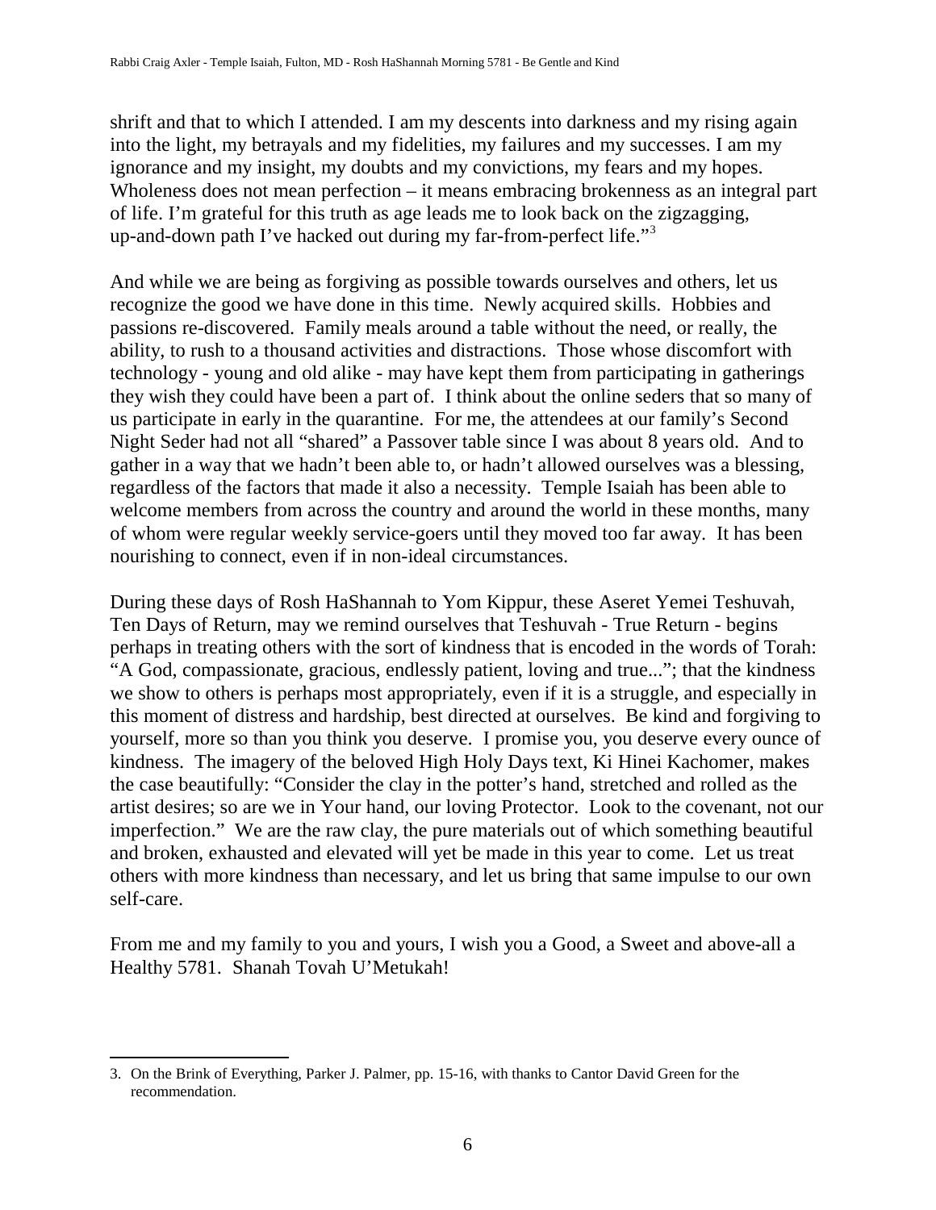shrift and that to which I attended. I am my descents into darkness and my rising again into the light, my betrayals and my fidelities, my failures and my successes. I am my ignorance and my insight, my doubts and my convictions, my fears and my hopes. Wholeness does not mean perfection – it means embracing brokenness as an integral part of life. I'm grateful for this truth as age leads me to look back on the zigzagging, up-and-down path I've hacked out during my far-from-perfect life."[3]

And while we are being as forgiving as possible towards ourselves and others, let us recognize the good we have done in this time. Newly acquired skills. Hobbies and passions re-discovered. Family meals around a table without the need, or really, the ability, to rush to a thousand activities and distractions. Those whose discomfort with technology - young and old alike - may have kept them from participating in gatherings they wish they could have been a part of. I think about the online seders that so many of us participate in early in the quarantine. For me, the attendees at our family's Second Night Seder had not all "shared" a Passover table since I was about 8 years old. And to gather in a way that we hadn't been able to, or hadn't allowed ourselves was a blessing, regardless of the factors that made it also a necessity. Temple Isaiah has been able to welcome members from across the country and around the world in these months, many of whom were regular weekly service-goers until they moved too far away. It has been nourishing to connect, even if in non-ideal circumstances.

During these days of Rosh HaShannah to Yom Kippur, these Aseret Yemei Teshuvah, Ten Days of Return, may we remind ourselves that Teshuvah - True Return - begins perhaps in treating others with the sort of kindness that is encoded in the words of Torah: "A God, compassionate, gracious, endlessly patient, loving and true..."; that the kindness we show to others is perhaps most appropriately, even if it is a struggle, and especially in this moment of distress and hardship, best directed at ourselves. Be kind and forgiving to yourself, more so than you think you deserve. I promise you, you deserve every ounce of kindness. The imagery of the beloved High Holy Days text, Ki Hinei Kachomer, makes the case beautifully: "Consider the clay in the potter's hand, stretched and rolled as the artist desires; so are we in Your hand, our loving Protector. Look to the covenant, not our imperfection." We are the raw clay, the pure materials out of which something beautiful and broken, exhausted and elevated will yet be made in this year to come. Let us treat others with more kindness than necessary, and let us bring that same impulse to our own self-care.

From me and my family to you and yours, I wish you a Good, a Sweet and above-all a Healthy 5781. Shanah Tovah U'Metukah!

---

3. On the Brink of Everything, Parker J. Palmer, pp. 15-16, with thanks to Cantor David Green for the recommendation.